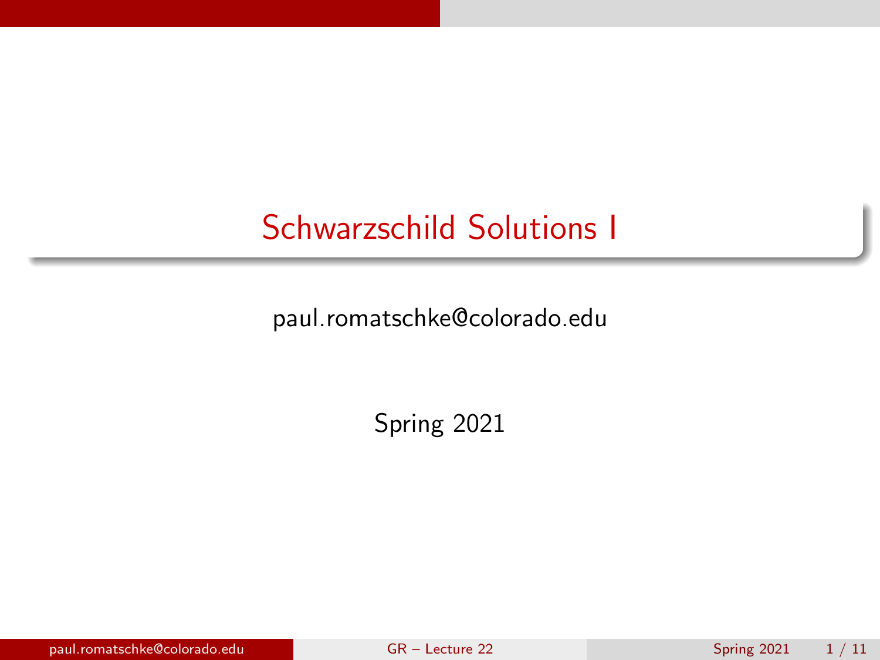# Schwarzschild Solutions I

paul.romatschke@colorado.edu

Spring 2021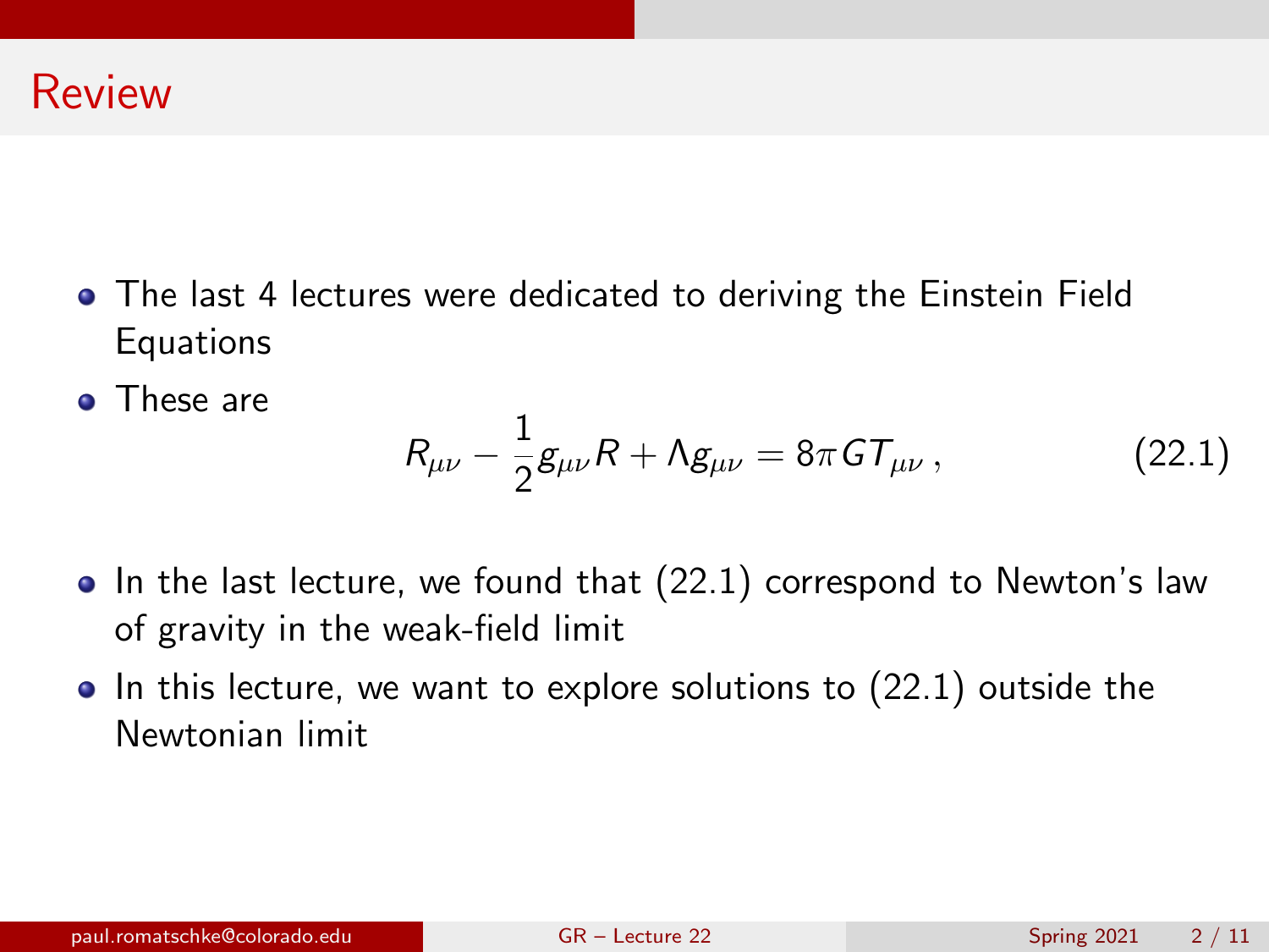# Review

- The last 4 lectures were dedicated to deriving the Einstein Field Equations
- These are

$$R_{\mu\nu} - \frac{1}{2} g_{\mu\nu} R + \Lambda g_{\mu\nu} = 8\pi G T_{\mu\nu} \,, \tag{22.1}$$

- In the last lecture, we found that (22.1) correspond to Newton's law of gravity in the weak-field limit
- In this lecture, we want to explore solutions to (22.1) outside the Newtonian limit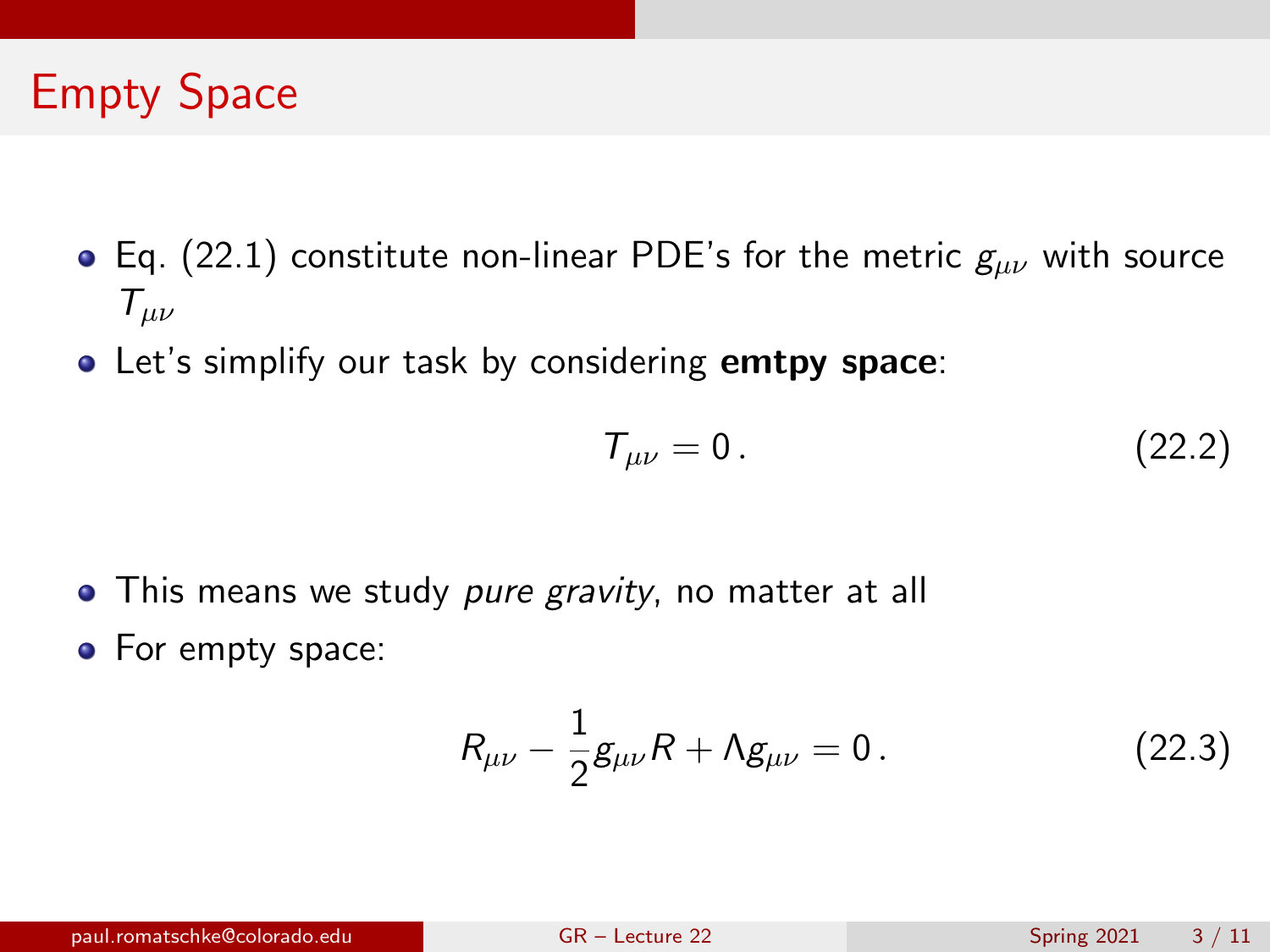# Empty Space

- Eq. (22.1) constitute non-linear PDE's for the metric $g_{\mu\nu}$ with source $T_{\mu\nu}$
- Let's simplify our task by considering **emtpy space**:

$$T_{\mu\nu} = 0\,. \tag{22.2}$$

- This means we study *pure gravity*, no matter at all
- For empty space:

$$R_{\mu\nu} - \frac{1}{2} g_{\mu\nu} R + \Lambda g_{\mu\nu} = 0\,. \tag{22.3}$$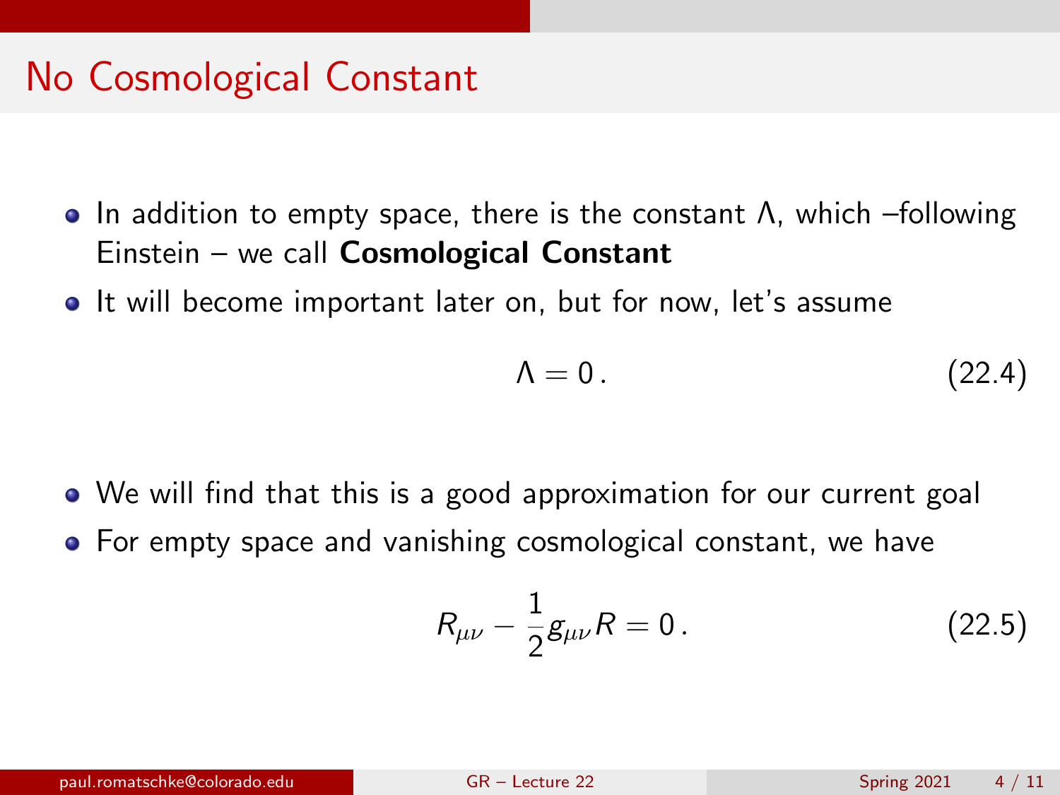# No Cosmological Constant

- In addition to empty space, there is the constant $\Lambda$, which –following Einstein – we call **Cosmological Constant**
- It will become important later on, but for now, let's assume

$$\Lambda = 0\,. \tag{22.4}$$

- We will find that this is a good approximation for our current goal
- For empty space and vanishing cosmological constant, we have

$$R_{\mu\nu} - \frac{1}{2} g_{\mu\nu} R = 0\,. \tag{22.5}$$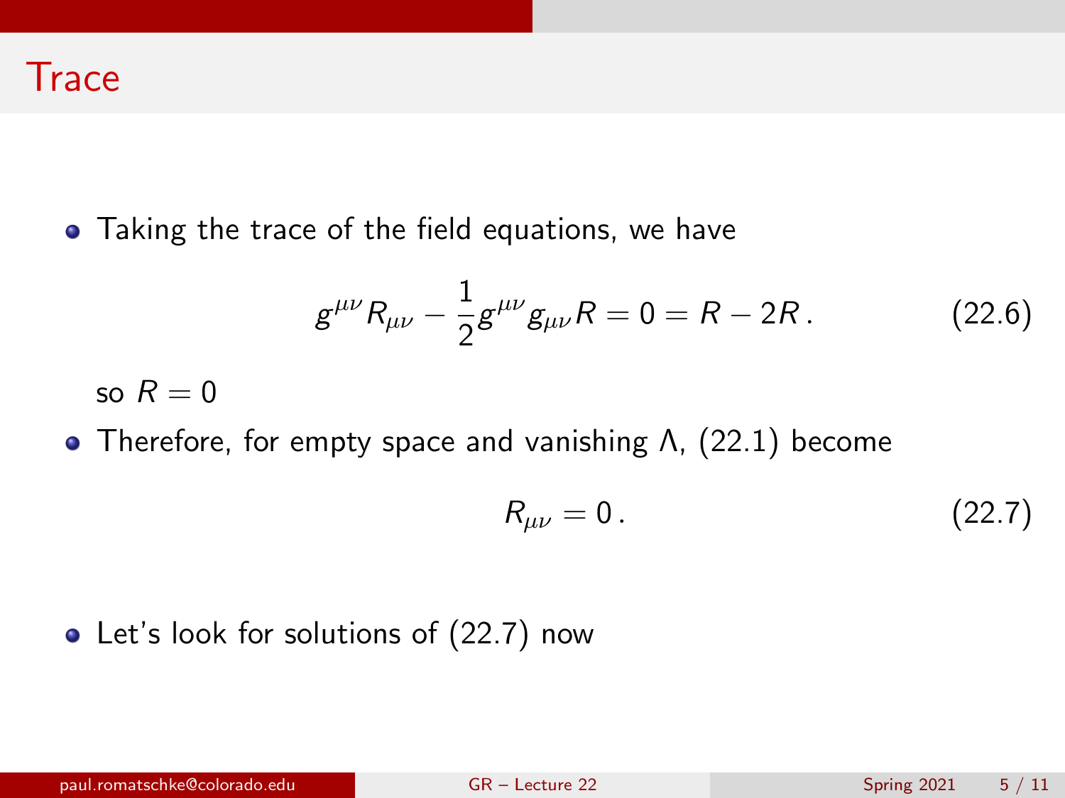# Trace

- Taking the trace of the field equations, we have

$$g^{\mu\nu} R_{\mu\nu} - \frac{1}{2} g^{\mu\nu} g_{\mu\nu} R = 0 = R - 2R \,. \tag{22.6}$$

  so $R = 0$

- Therefore, for empty space and vanishing $\Lambda$, (22.1) become

$$R_{\mu\nu} = 0 \,. \tag{22.7}$$

- Let's look for solutions of (22.7) now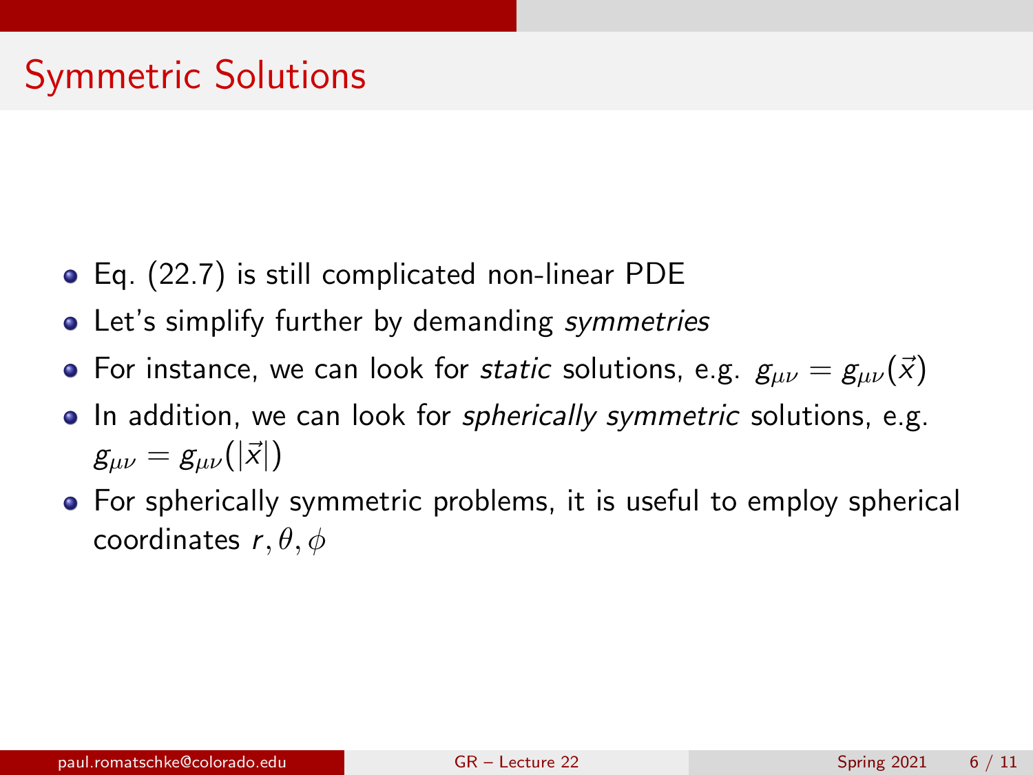# Symmetric Solutions

- Eq. (22.7) is still complicated non-linear PDE
- Let's simplify further by demanding *symmetries*
- For instance, we can look for *static* solutions, e.g. $g_{\mu\nu} = g_{\mu\nu}(\vec{x})$
- In addition, we can look for *spherically symmetric* solutions, e.g. $g_{\mu\nu} = g_{\mu\nu}(|\vec{x}|)$
- For spherically symmetric problems, it is useful to employ spherical coordinates $r, \theta, \phi$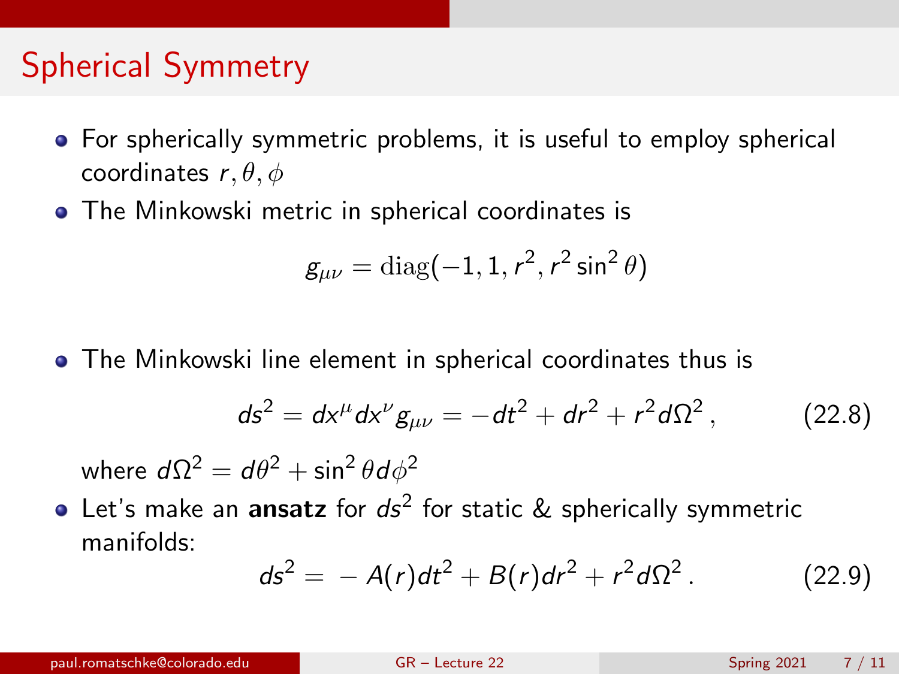# Spherical Symmetry

- For spherically symmetric problems, it is useful to employ spherical coordinates $r, \theta, \phi$
- The Minkowski metric in spherical coordinates is

$$g_{\mu\nu} = \mathrm{diag}(-1, 1, r^2, r^2 \sin^2\theta)$$

- The Minkowski line element in spherical coordinates thus is

$$ds^2 = dx^\mu dx^\nu g_{\mu\nu} = -dt^2 + dr^2 + r^2 d\Omega^2\,, \tag{22.8}$$

  where $d\Omega^2 = d\theta^2 + \sin^2\theta d\phi^2$

- Let's make an **ansatz** for $ds^2$ for static & spherically symmetric manifolds:

$$ds^2 = -A(r)dt^2 + B(r)dr^2 + r^2 d\Omega^2\,. \tag{22.9}$$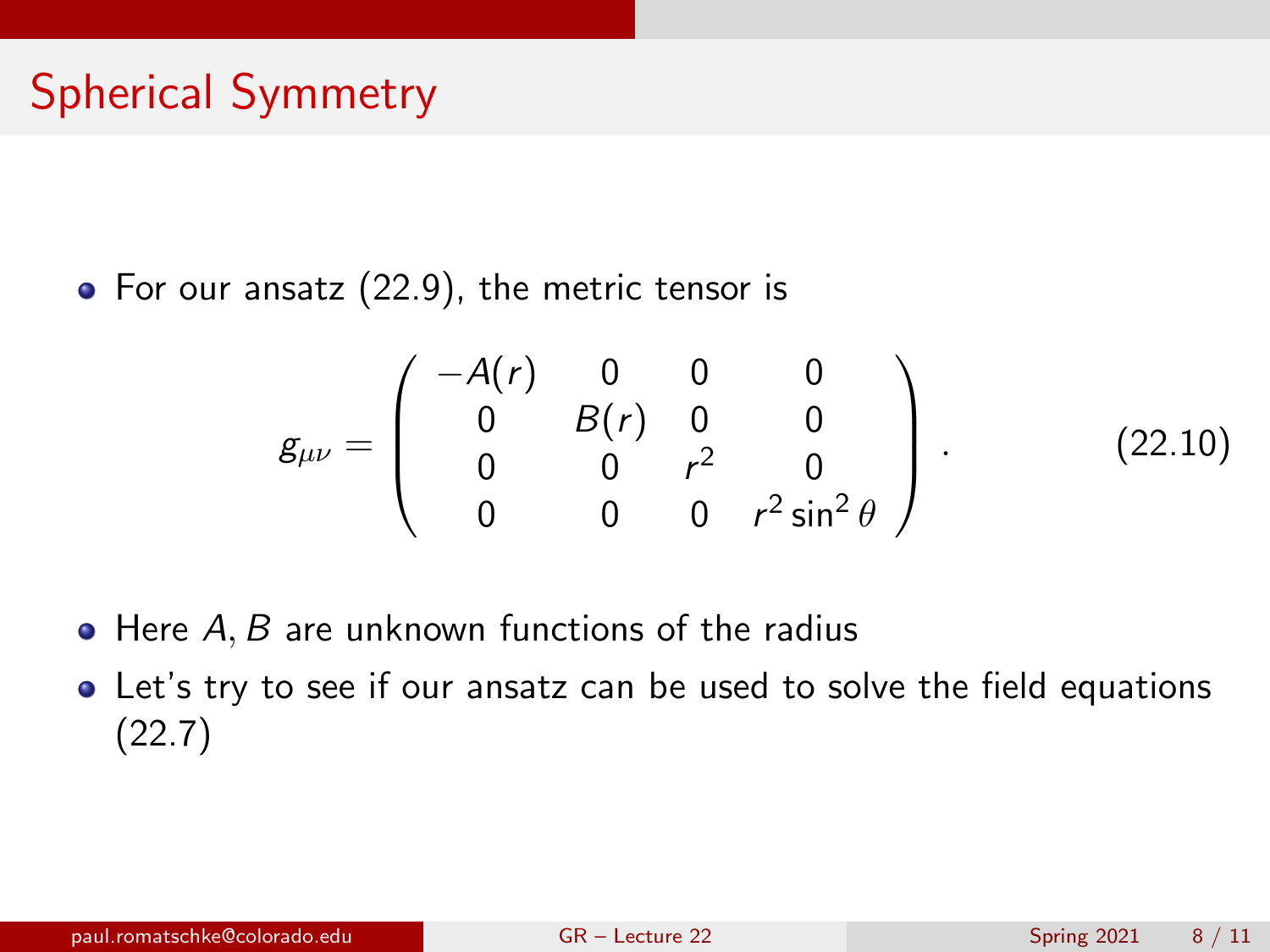# Spherical Symmetry

- For our ansatz (22.9), the metric tensor is

$$g_{\mu\nu} = \begin{pmatrix} -A(r) & 0 & 0 & 0 \\ 0 & B(r) & 0 & 0 \\ 0 & 0 & r^2 & 0 \\ 0 & 0 & 0 & r^2 \sin^2\theta \end{pmatrix} . \tag{22.10}$$

- Here $A, B$ are unknown functions of the radius
- Let's try to see if our ansatz can be used to solve the field equations (22.7)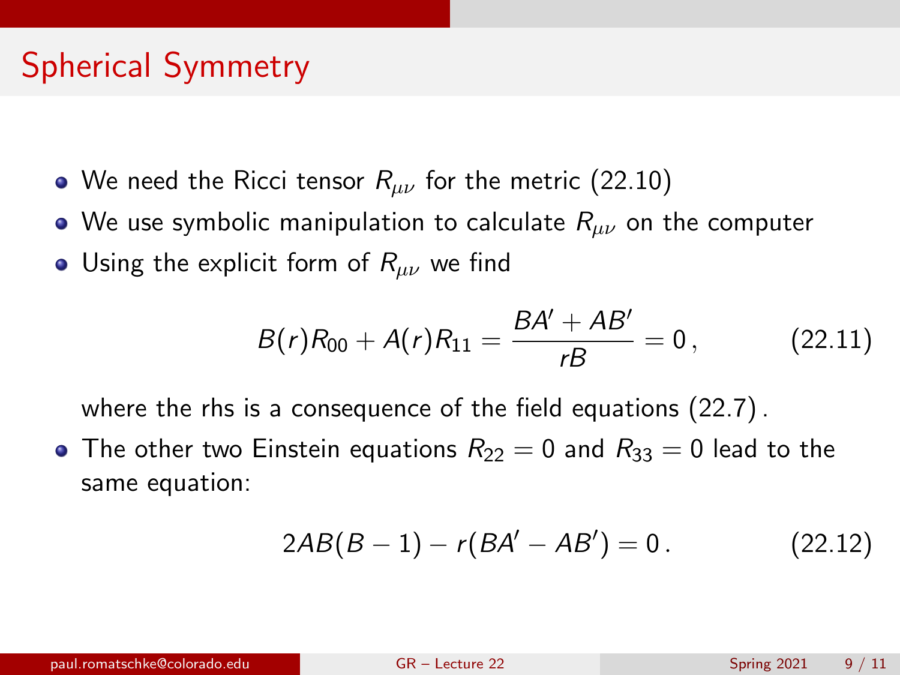# Spherical Symmetry

- We need the Ricci tensor $R_{\mu\nu}$ for the metric (22.10)
- We use symbolic manipulation to calculate $R_{\mu\nu}$ on the computer
- Using the explicit form of $R_{\mu\nu}$ we find

$$B(r)R_{00} + A(r)R_{11} = \frac{BA' + AB'}{rB} = 0\,, \qquad (22.11)$$

  where the rhs is a consequence of the field equations (22.7).
- The other two Einstein equations $R_{22} = 0$ and $R_{33} = 0$ lead to the same equation:

$$2AB(B-1) - r(BA' - AB') = 0\,. \qquad (22.12)$$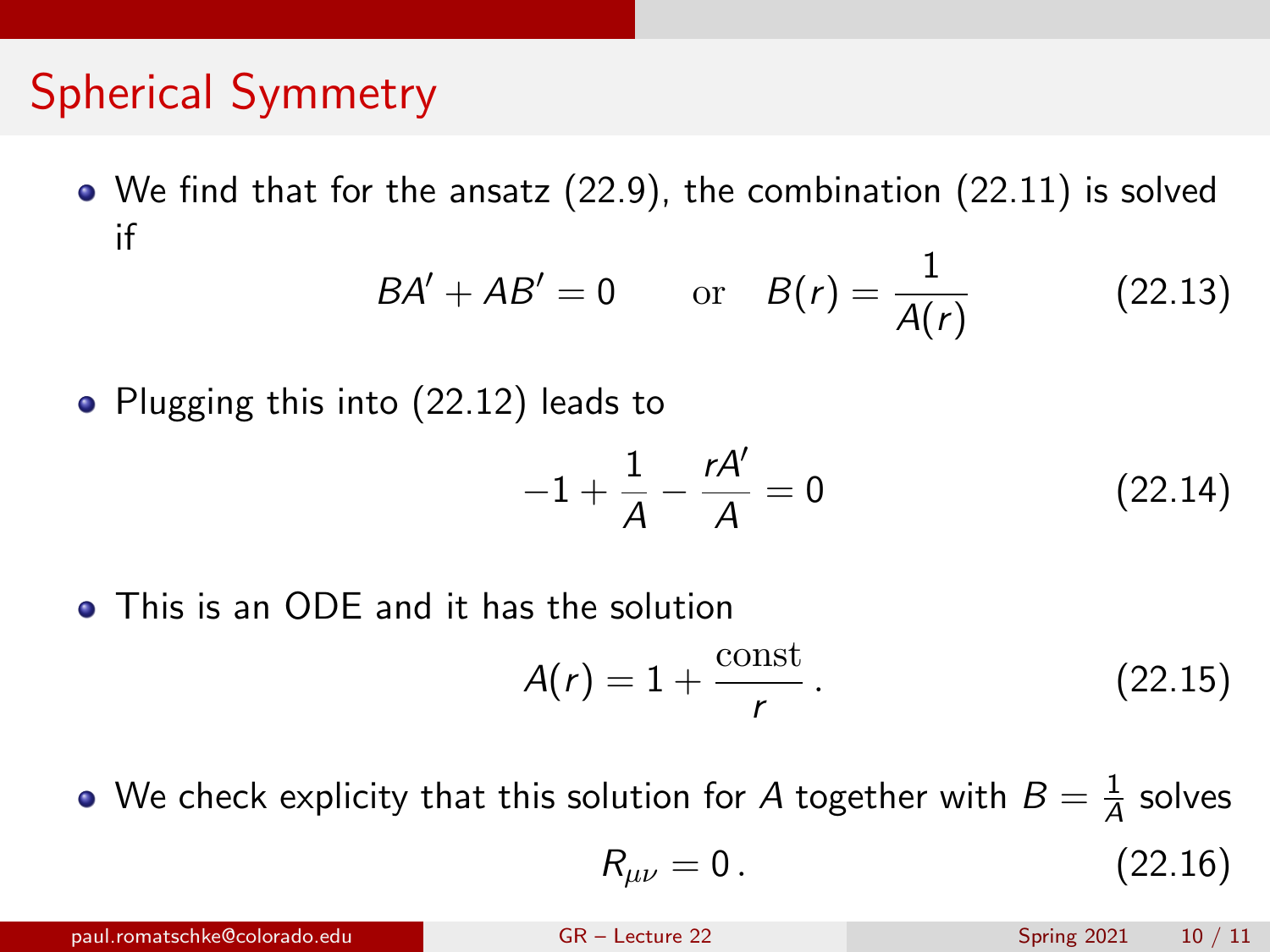## Spherical Symmetry

- We find that for the ansatz (22.9), the combination (22.11) is solved if

$$BA' + AB' = 0 \qquad \text{or} \quad B(r) = \frac{1}{A(r)} \tag{22.13}$$

- Plugging this into (22.12) leads to

$$-1 + \frac{1}{A} - \frac{rA'}{A} = 0 \tag{22.14}$$

- This is an ODE and it has the solution

$$A(r) = 1 + \frac{\text{const}}{r}\,. \tag{22.15}$$

- We check explicity that this solution for $A$ together with $B = \frac{1}{A}$ solves

$$R_{\mu\nu} = 0\,. \tag{22.16}$$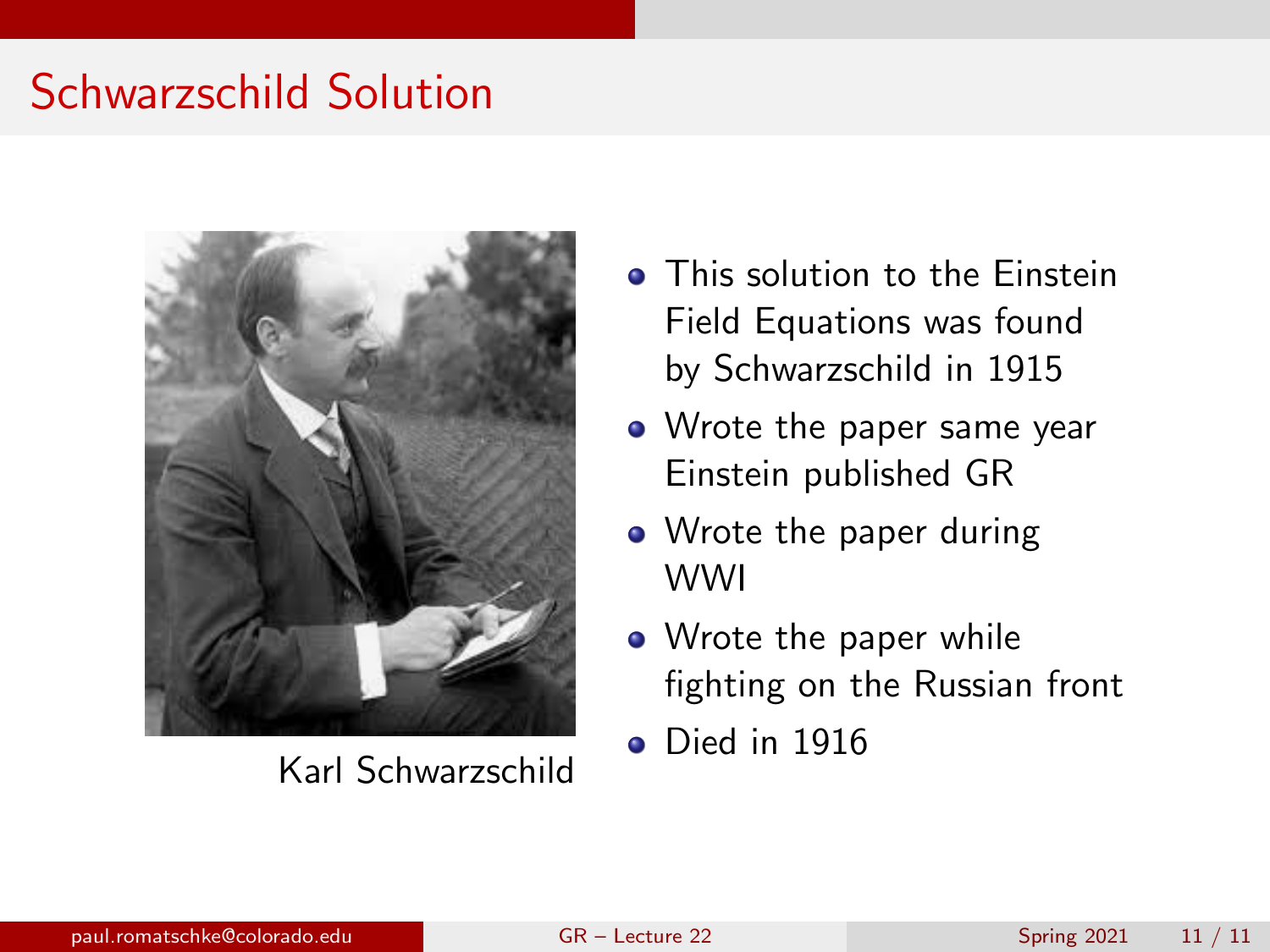# Schwarzschild Solution

Karl Schwarzschild

- This solution to the Einstein Field Equations was found by Schwarzschild in 1915
- Wrote the paper same year Einstein published GR
- Wrote the paper during WWI
- Wrote the paper while fighting on the Russian front
- Died in 1916